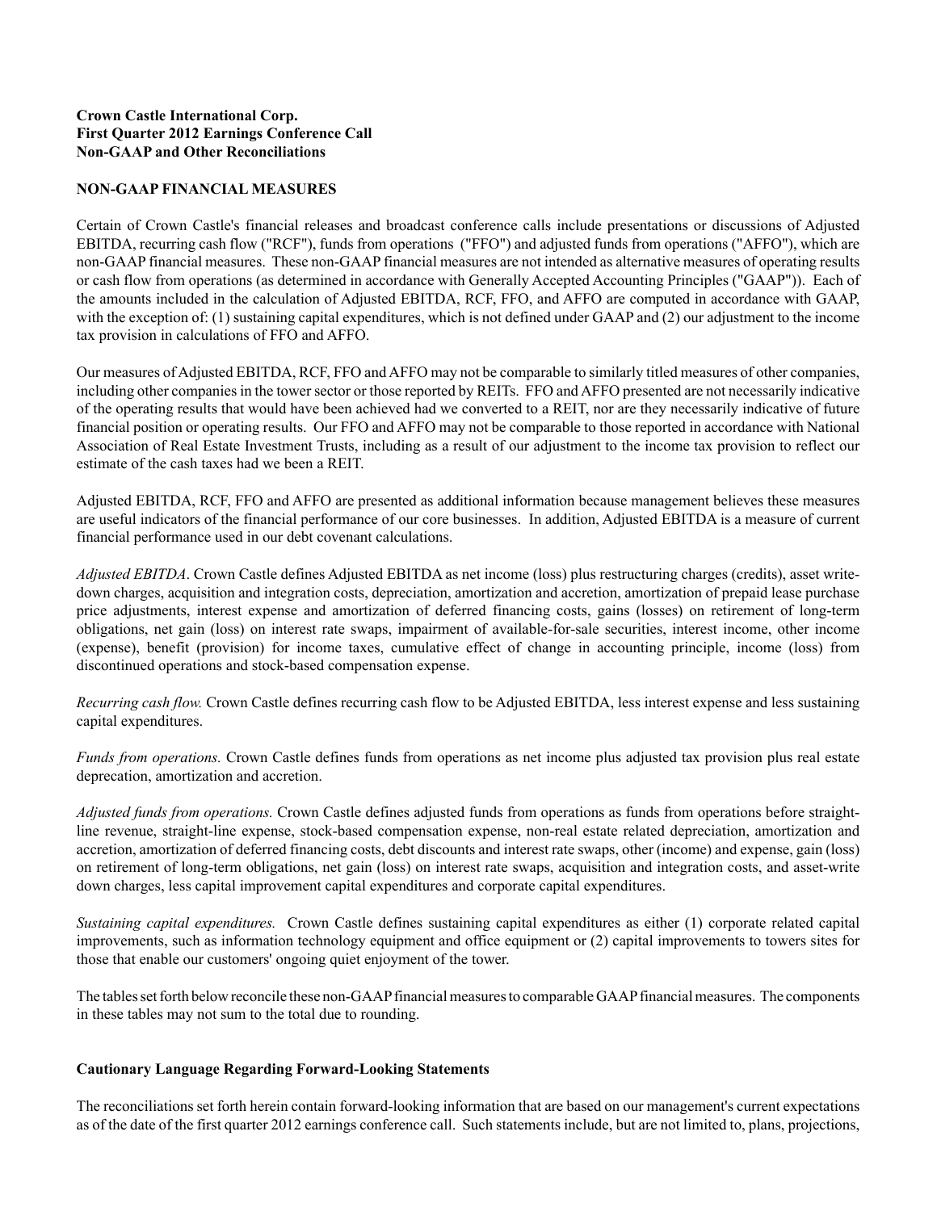**Crown Castle International Corp.**
**First Quarter 2012 Earnings Conference Call**
**Non-GAAP and Other Reconciliations**

**NON-GAAP FINANCIAL MEASURES**

Certain of Crown Castle's financial releases and broadcast conference calls include presentations or discussions of Adjusted EBITDA, recurring cash flow ("RCF"), funds from operations ("FFO") and adjusted funds from operations ("AFFO"), which are non-GAAP financial measures. These non-GAAP financial measures are not intended as alternative measures of operating results or cash flow from operations (as determined in accordance with Generally Accepted Accounting Principles ("GAAP")). Each of the amounts included in the calculation of Adjusted EBITDA, RCF, FFO, and AFFO are computed in accordance with GAAP, with the exception of: (1) sustaining capital expenditures, which is not defined under GAAP and (2) our adjustment to the income tax provision in calculations of FFO and AFFO.

Our measures of Adjusted EBITDA, RCF, FFO and AFFO may not be comparable to similarly titled measures of other companies, including other companies in the tower sector or those reported by REITs. FFO and AFFO presented are not necessarily indicative of the operating results that would have been achieved had we converted to a REIT, nor are they necessarily indicative of future financial position or operating results. Our FFO and AFFO may not be comparable to those reported in accordance with National Association of Real Estate Investment Trusts, including as a result of our adjustment to the income tax provision to reflect our estimate of the cash taxes had we been a REIT.

Adjusted EBITDA, RCF, FFO and AFFO are presented as additional information because management believes these measures are useful indicators of the financial performance of our core businesses. In addition, Adjusted EBITDA is a measure of current financial performance used in our debt covenant calculations.

*Adjusted EBITDA*. Crown Castle defines Adjusted EBITDA as net income (loss) plus restructuring charges (credits), asset write-down charges, acquisition and integration costs, depreciation, amortization and accretion, amortization of prepaid lease purchase price adjustments, interest expense and amortization of deferred financing costs, gains (losses) on retirement of long-term obligations, net gain (loss) on interest rate swaps, impairment of available-for-sale securities, interest income, other income (expense), benefit (provision) for income taxes, cumulative effect of change in accounting principle, income (loss) from discontinued operations and stock-based compensation expense.

*Recurring cash flow.* Crown Castle defines recurring cash flow to be Adjusted EBITDA, less interest expense and less sustaining capital expenditures.

*Funds from operations.* Crown Castle defines funds from operations as net income plus adjusted tax provision plus real estate deprecation, amortization and accretion.

*Adjusted funds from operations.* Crown Castle defines adjusted funds from operations as funds from operations before straight-line revenue, straight-line expense, stock-based compensation expense, non-real estate related depreciation, amortization and accretion, amortization of deferred financing costs, debt discounts and interest rate swaps, other (income) and expense, gain (loss) on retirement of long-term obligations, net gain (loss) on interest rate swaps, acquisition and integration costs, and asset-write down charges, less capital improvement capital expenditures and corporate capital expenditures.

*Sustaining capital expenditures.* Crown Castle defines sustaining capital expenditures as either (1) corporate related capital improvements, such as information technology equipment and office equipment or (2) capital improvements to towers sites for those that enable our customers' ongoing quiet enjoyment of the tower.

The tables set forth below reconcile these non-GAAP financial measures to comparable GAAP financial measures. The components in these tables may not sum to the total due to rounding.

**Cautionary Language Regarding Forward-Looking Statements**

The reconciliations set forth herein contain forward-looking information that are based on our management's current expectations as of the date of the first quarter 2012 earnings conference call. Such statements include, but are not limited to, plans, projections,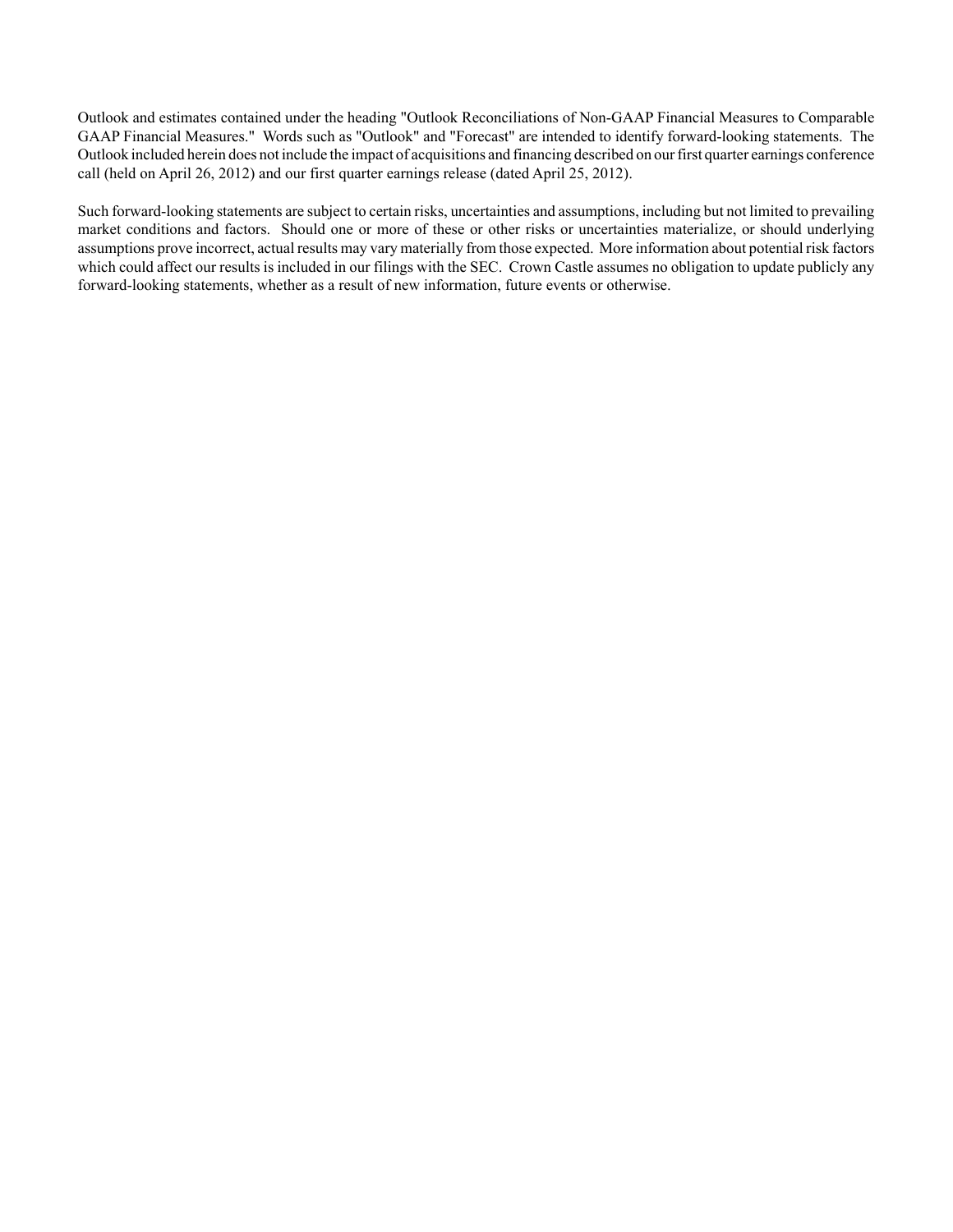Outlook and estimates contained under the heading "Outlook Reconciliations of Non-GAAP Financial Measures to Comparable GAAP Financial Measures." Words such as "Outlook" and "Forecast" are intended to identify forward-looking statements. The Outlook included herein does not include the impact of acquisitions and financing described on our first quarter earnings conference call (held on April 26, 2012) and our first quarter earnings release (dated April 25, 2012).

Such forward-looking statements are subject to certain risks, uncertainties and assumptions, including but not limited to prevailing market conditions and factors. Should one or more of these or other risks or uncertainties materialize, or should underlying assumptions prove incorrect, actual results may vary materially from those expected. More information about potential risk factors which could affect our results is included in our filings with the SEC. Crown Castle assumes no obligation to update publicly any forward-looking statements, whether as a result of new information, future events or otherwise.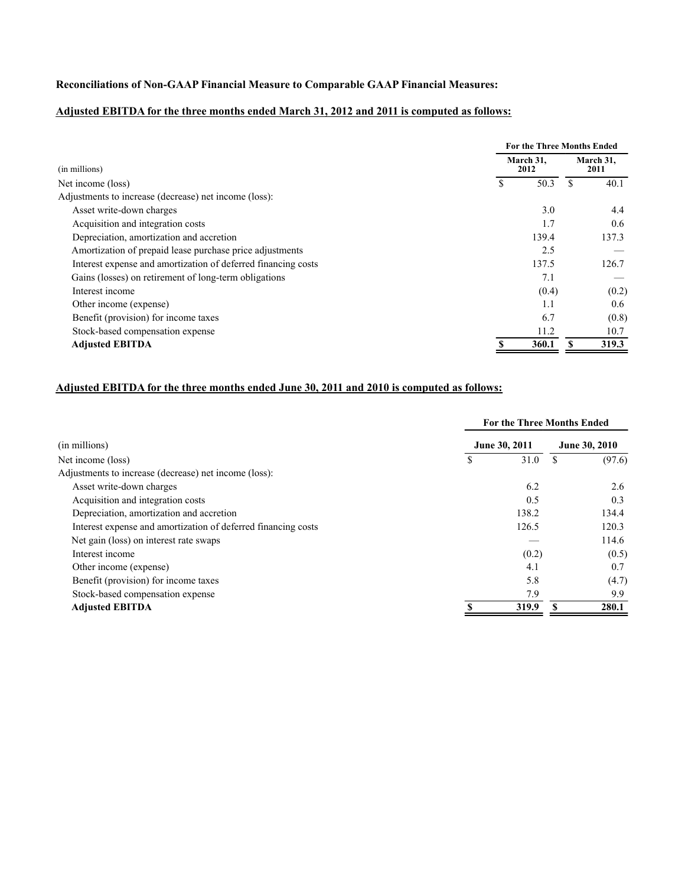**Reconciliations of Non-GAAP Financial Measure to Comparable GAAP Financial Measures:**

**Adjusted EBITDA for the three months ended March 31, 2012 and 2011 is computed as follows:**

| (in millions) | For the Three Months Ended March 31, 2012 | For the Three Months Ended March 31, 2011 |
|---|---|---|
| Net income (loss) | $ 50.3 | $ 40.1 |
| Adjustments to increase (decrease) net income (loss): | | |
| Asset write-down charges | 3.0 | 4.4 |
| Acquisition and integration costs | 1.7 | 0.6 |
| Depreciation, amortization and accretion | 139.4 | 137.3 |
| Amortization of prepaid lease purchase price adjustments | 2.5 | — |
| Interest expense and amortization of deferred financing costs | 137.5 | 126.7 |
| Gains (losses) on retirement of long-term obligations | 7.1 | — |
| Interest income | (0.4) | (0.2) |
| Other income (expense) | 1.1 | 0.6 |
| Benefit (provision) for income taxes | 6.7 | (0.8) |
| Stock-based compensation expense | 11.2 | 10.7 |
| **Adjusted EBITDA** | **$ 360.1** | **$ 319.3** |

**Adjusted EBITDA for the three months ended June 30, 2011 and 2010 is computed as follows:**

| (in millions) | For the Three Months Ended June 30, 2011 | For the Three Months Ended June 30, 2010 |
|---|---|---|
| Net income (loss) | $ 31.0 | $ (97.6) |
| Adjustments to increase (decrease) net income (loss): | | |
| Asset write-down charges | 6.2 | 2.6 |
| Acquisition and integration costs | 0.5 | 0.3 |
| Depreciation, amortization and accretion | 138.2 | 134.4 |
| Interest expense and amortization of deferred financing costs | 126.5 | 120.3 |
| Net gain (loss) on interest rate swaps | — | 114.6 |
| Interest income | (0.2) | (0.5) |
| Other income (expense) | 4.1 | 0.7 |
| Benefit (provision) for income taxes | 5.8 | (4.7) |
| Stock-based compensation expense | 7.9 | 9.9 |
| **Adjusted EBITDA** | **$ 319.9** | **$ 280.1** |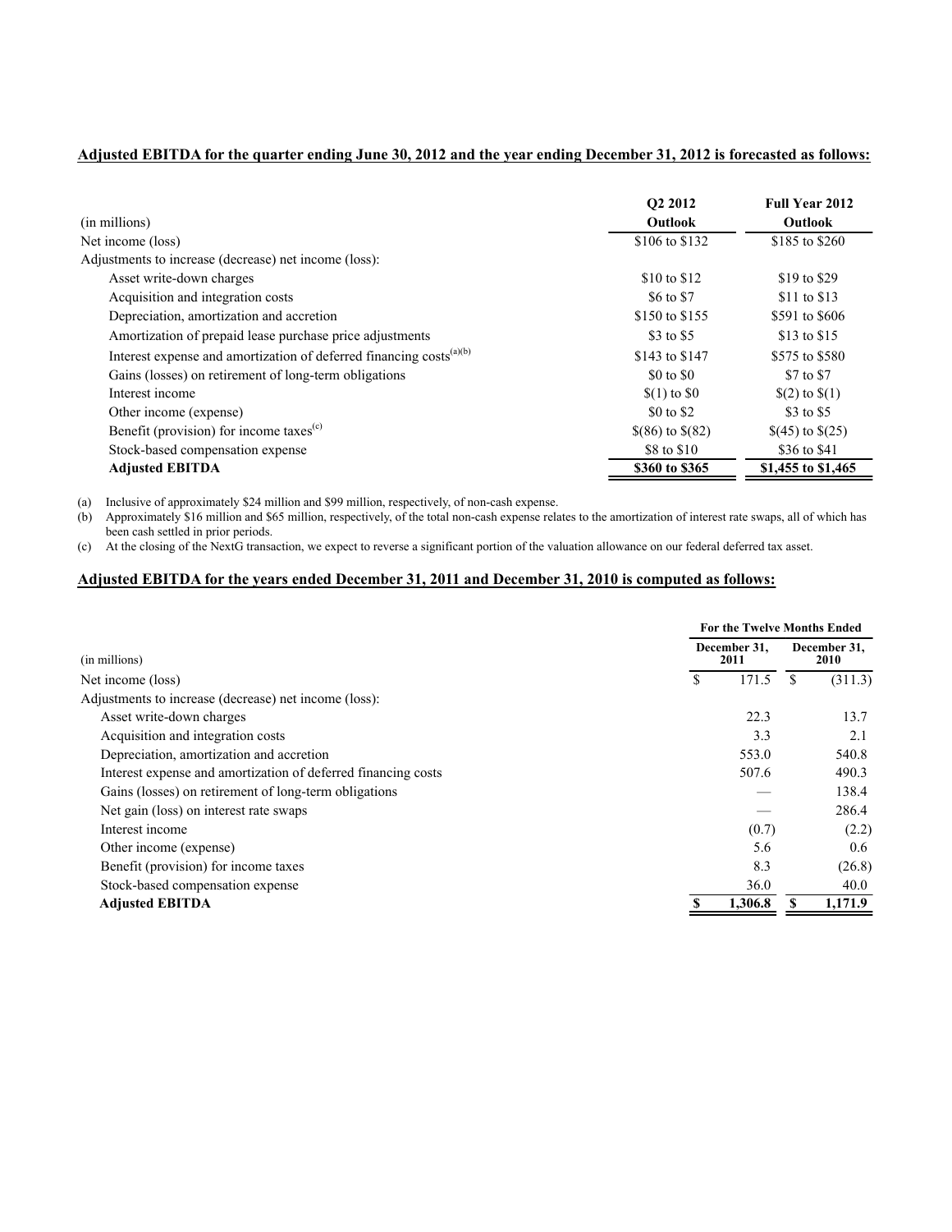**Adjusted EBITDA for the quarter ending June 30, 2012 and the year ending December 31, 2012 is forecasted as follows:**

| (in millions) | Q2 2012 Outlook | Full Year 2012 Outlook |
|---|---|---|
| Net income (loss) | $106 to $132 | $185 to $260 |
| Adjustments to increase (decrease) net income (loss): | | |
| Asset write-down charges | $10 to $12 | $19 to $29 |
| Acquisition and integration costs | $6 to $7 | $11 to $13 |
| Depreciation, amortization and accretion | $150 to $155 | $591 to $606 |
| Amortization of prepaid lease purchase price adjustments | $3 to $5 | $13 to $15 |
| Interest expense and amortization of deferred financing costs[(a)(b)] | $143 to $147 | $575 to $580 |
| Gains (losses) on retirement of long-term obligations | $0 to $0 | $7 to $7 |
| Interest income | $(1) to $0 | $(2) to $(1) |
| Other income (expense) | $0 to $2 | $3 to $5 |
| Benefit (provision) for income taxes[(c)] | $(86) to $(82) | $(45) to $(25) |
| Stock-based compensation expense | $8 to $10 | $36 to $41 |
| **Adjusted EBITDA** | **$360 to $365** | **$1,455 to $1,465** |

(a) Inclusive of approximately $24 million and $99 million, respectively, of non-cash expense.

(b) Approximately $16 million and $65 million, respectively, of the total non-cash expense relates to the amortization of interest rate swaps, all of which has been cash settled in prior periods.

(c) At the closing of the NextG transaction, we expect to reverse a significant portion of the valuation allowance on our federal deferred tax asset.

**Adjusted EBITDA for the years ended December 31, 2011 and December 31, 2010 is computed as follows:**

| | For the Twelve Months Ended | |
|---|---|---|
| (in millions) | December 31, 2011 | December 31, 2010 |
| Net income (loss) | $ 171.5 | $ (311.3) |
| Adjustments to increase (decrease) net income (loss): | | |
| Asset write-down charges | 22.3 | 13.7 |
| Acquisition and integration costs | 3.3 | 2.1 |
| Depreciation, amortization and accretion | 553.0 | 540.8 |
| Interest expense and amortization of deferred financing costs | 507.6 | 490.3 |
| Gains (losses) on retirement of long-term obligations | — | 138.4 |
| Net gain (loss) on interest rate swaps | — | 286.4 |
| Interest income | (0.7) | (2.2) |
| Other income (expense) | 5.6 | 0.6 |
| Benefit (provision) for income taxes | 8.3 | (26.8) |
| Stock-based compensation expense | 36.0 | 40.0 |
| **Adjusted EBITDA** | **$ 1,306.8** | **$ 1,171.9** |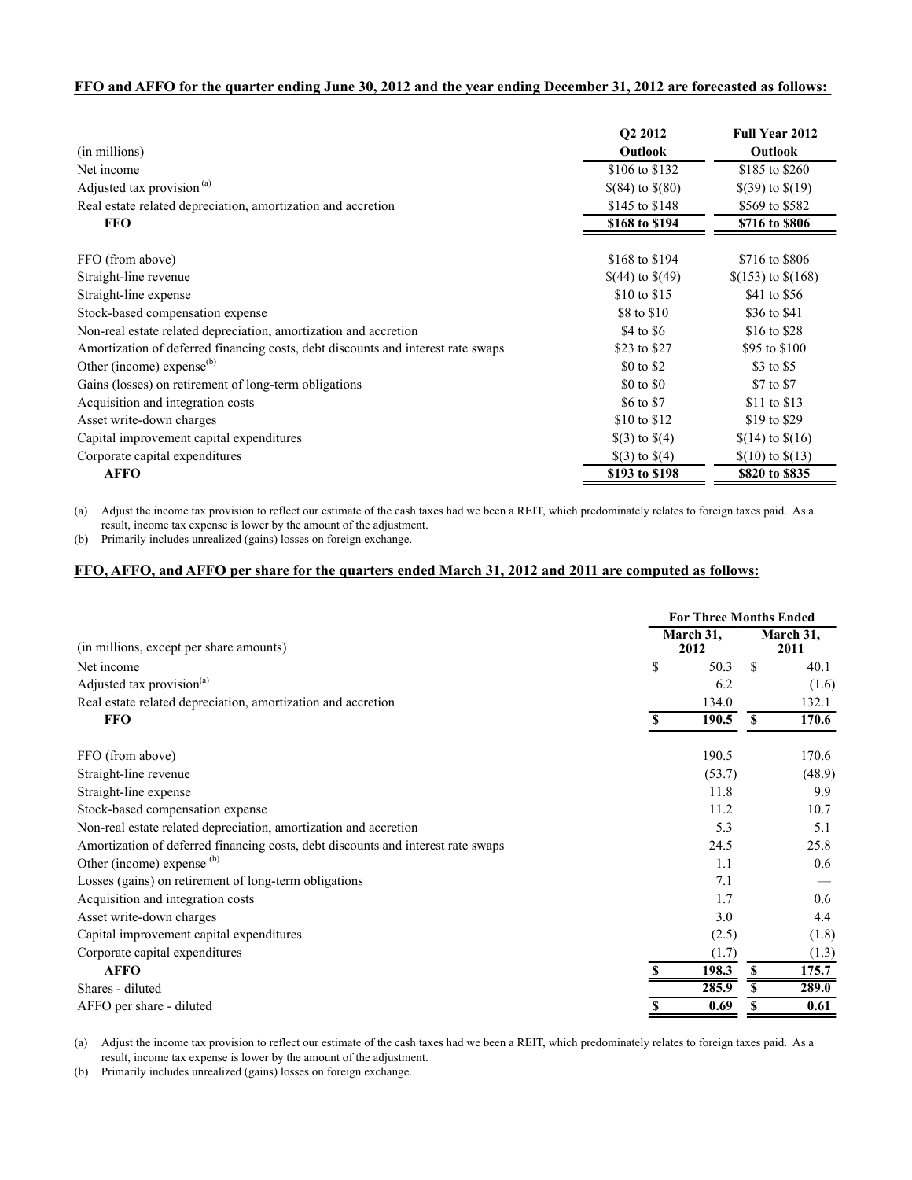**FFO and AFFO for the quarter ending June 30, 2012 and the year ending December 31, 2012 are forecasted as follows:**

| (in millions) | Q2 2012 Outlook | Full Year 2012 Outlook |
|---|---|---|
| Net income | $106 to $132 | $185 to $260 |
| Adjusted tax provision [(a)] | $(84) to $(80) | $(39) to $(19) |
| Real estate related depreciation, amortization and accretion | $145 to $148 | $569 to $582 |
| **FFO** | **$168 to $194** | **$716 to $806** |
| | | |
| FFO (from above) | $168 to $194 | $716 to $806 |
| Straight-line revenue | $(44) to $(49) | $(153) to $(168) |
| Straight-line expense | $10 to $15 | $41 to $56 |
| Stock-based compensation expense | $8 to $10 | $36 to $41 |
| Non-real estate related depreciation, amortization and accretion | $4 to $6 | $16 to $28 |
| Amortization of deferred financing costs, debt discounts and interest rate swaps | $23 to $27 | $95 to $100 |
| Other (income) expense[(b)] | $0 to $2 | $3 to $5 |
| Gains (losses) on retirement of long-term obligations | $0 to $0 | $7 to $7 |
| Acquisition and integration costs | $6 to $7 | $11 to $13 |
| Asset write-down charges | $10 to $12 | $19 to $29 |
| Capital improvement capital expenditures | $(3) to $(4) | $(14) to $(16) |
| Corporate capital expenditures | $(3) to $(4) | $(10) to $(13) |
| **AFFO** | **$193 to $198** | **$820 to $835** |

(a) Adjust the income tax provision to reflect our estimate of the cash taxes had we been a REIT, which predominately relates to foreign taxes paid. As a result, income tax expense is lower by the amount of the adjustment.

(b) Primarily includes unrealized (gains) losses on foreign exchange.

**FFO, AFFO, and AFFO per share for the quarters ended March 31, 2012 and 2011 are computed as follows:**

| (in millions, except per share amounts) | For Three Months Ended March 31, 2012 | For Three Months Ended March 31, 2011 |
|---|---|---|
| Net income | $ 50.3 | $ 40.1 |
| Adjusted tax provision[(a)] | 6.2 | (1.6) |
| Real estate related depreciation, amortization and accretion | 134.0 | 132.1 |
| **FFO** | **$ 190.5** | **$ 170.6** |
| | | |
| FFO (from above) | 190.5 | 170.6 |
| Straight-line revenue | (53.7) | (48.9) |
| Straight-line expense | 11.8 | 9.9 |
| Stock-based compensation expense | 11.2 | 10.7 |
| Non-real estate related depreciation, amortization and accretion | 5.3 | 5.1 |
| Amortization of deferred financing costs, debt discounts and interest rate swaps | 24.5 | 25.8 |
| Other (income) expense [(b)] | 1.1 | 0.6 |
| Losses (gains) on retirement of long-term obligations | 7.1 | — |
| Acquisition and integration costs | 1.7 | 0.6 |
| Asset write-down charges | 3.0 | 4.4 |
| Capital improvement capital expenditures | (2.5) | (1.8) |
| Corporate capital expenditures | (1.7) | (1.3) |
| **AFFO** | **$ 198.3** | **$ 175.7** |
| Shares - diluted | **285.9** | **$ 289.0** |
| AFFO per share - diluted | **$ 0.69** | **$ 0.61** |

(a) Adjust the income tax provision to reflect our estimate of the cash taxes had we been a REIT, which predominately relates to foreign taxes paid. As a result, income tax expense is lower by the amount of the adjustment.

(b) Primarily includes unrealized (gains) losses on foreign exchange.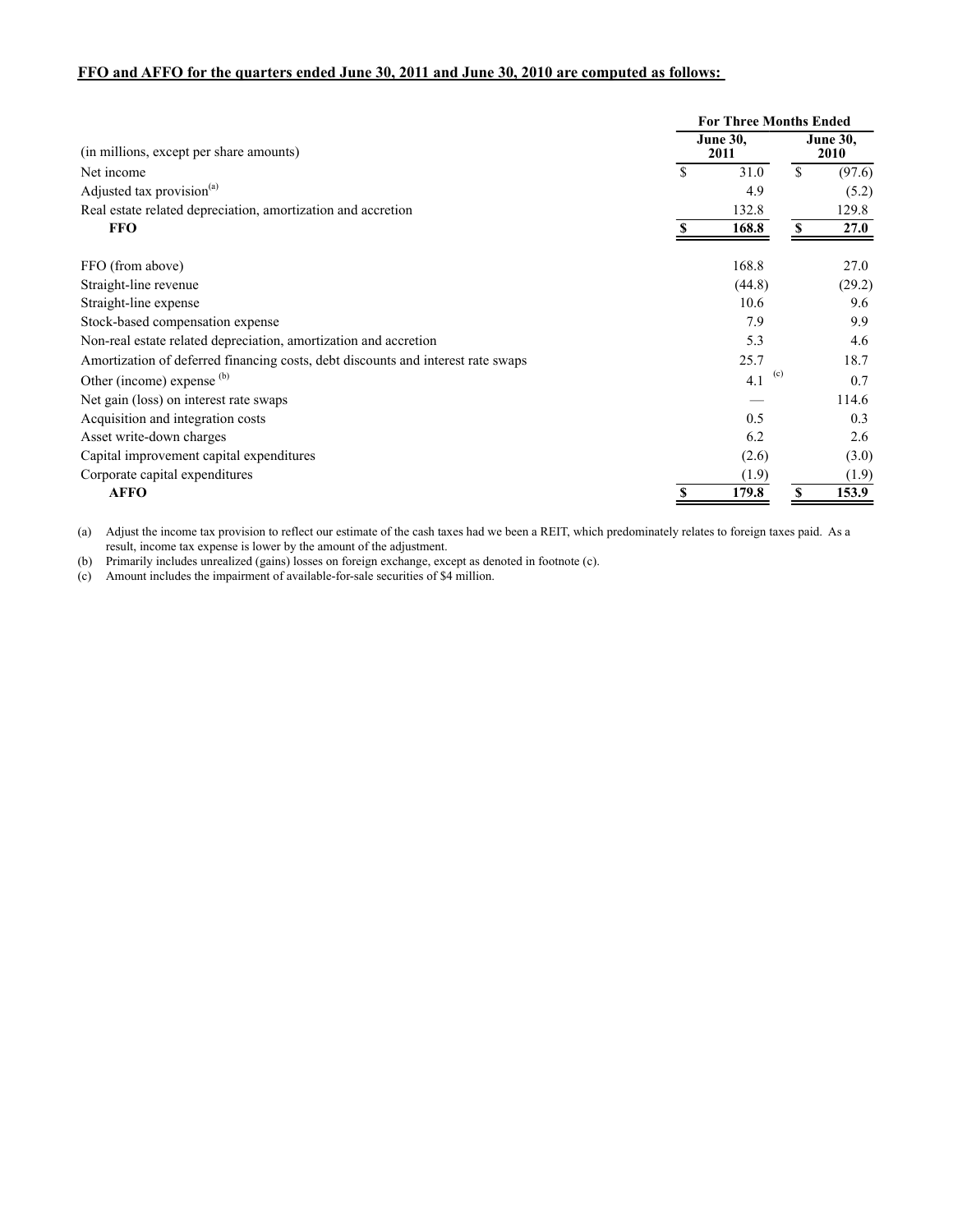**FFO and AFFO for the quarters ended June 30, 2011 and June 30, 2010 are computed as follows:**

| (in millions, except per share amounts) | For Three Months Ended June 30, 2011 | June 30, 2010 |
|---|---|---|
| Net income | $ 31.0 | $ (97.6) |
| Adjusted tax provision[(a)] | 4.9 | (5.2) |
| Real estate related depreciation, amortization and accretion | 132.8 | 129.8 |
| **FFO** | **$ 168.8** | **$ 27.0** |
| | | |
| FFO (from above) | 168.8 | 27.0 |
| Straight-line revenue | (44.8) | (29.2) |
| Straight-line expense | 10.6 | 9.6 |
| Stock-based compensation expense | 7.9 | 9.9 |
| Non-real estate related depreciation, amortization and accretion | 5.3 | 4.6 |
| Amortization of deferred financing costs, debt discounts and interest rate swaps | 25.7 | 18.7 |
| Other (income) expense [(b)] | 4.1 [(c)] | 0.7 |
| Net gain (loss) on interest rate swaps | — | 114.6 |
| Acquisition and integration costs | 0.5 | 0.3 |
| Asset write-down charges | 6.2 | 2.6 |
| Capital improvement capital expenditures | (2.6) | (3.0) |
| Corporate capital expenditures | (1.9) | (1.9) |
| **AFFO** | **$ 179.8** | **$ 153.9** |

(a) Adjust the income tax provision to reflect our estimate of the cash taxes had we been a REIT, which predominately relates to foreign taxes paid. As a result, income tax expense is lower by the amount of the adjustment.

(b) Primarily includes unrealized (gains) losses on foreign exchange, except as denoted in footnote (c).

(c) Amount includes the impairment of available-for-sale securities of $4 million.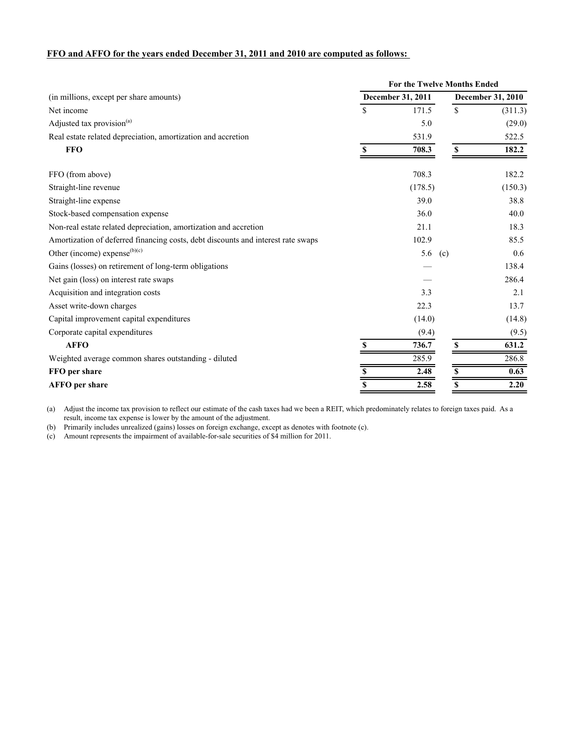**FFO and AFFO for the years ended December 31, 2011 and 2010 are computed as follows:**

| | For the Twelve Months Ended | |
|---|---|---|
| (in millions, except per share amounts) | December 31, 2011 | December 31, 2010 |
| Net income | $ 171.5 | $ (311.3) |
| Adjusted tax provision[(a)] | 5.0 | (29.0) |
| Real estate related depreciation, amortization and accretion | 531.9 | 522.5 |
| **FFO** | **$ 708.3** | **$ 182.2** |
| | | |
| FFO (from above) | 708.3 | 182.2 |
| Straight-line revenue | (178.5) | (150.3) |
| Straight-line expense | 39.0 | 38.8 |
| Stock-based compensation expense | 36.0 | 40.0 |
| Non-real estate related depreciation, amortization and accretion | 21.1 | 18.3 |
| Amortization of deferred financing costs, debt discounts and interest rate swaps | 102.9 | 85.5 |
| Other (income) expense[(b)(c)] | 5.6 (c) | 0.6 |
| Gains (losses) on retirement of long-term obligations | — | 138.4 |
| Net gain (loss) on interest rate swaps | — | 286.4 |
| Acquisition and integration costs | 3.3 | 2.1 |
| Asset write-down charges | 22.3 | 13.7 |
| Capital improvement capital expenditures | (14.0) | (14.8) |
| Corporate capital expenditures | (9.4) | (9.5) |
| **AFFO** | **$ 736.7** | **$ 631.2** |
| Weighted average common shares outstanding - diluted | 285.9 | 286.8 |
| **FFO per share** | **$ 2.48** | **$ 0.63** |
| **AFFO per share** | **$ 2.58** | **$ 2.20** |

(a) Adjust the income tax provision to reflect our estimate of the cash taxes had we been a REIT, which predominately relates to foreign taxes paid. As a result, income tax expense is lower by the amount of the adjustment.

(b) Primarily includes unrealized (gains) losses on foreign exchange, except as denotes with footnote (c).

(c) Amount represents the impairment of available-for-sale securities of $4 million for 2011.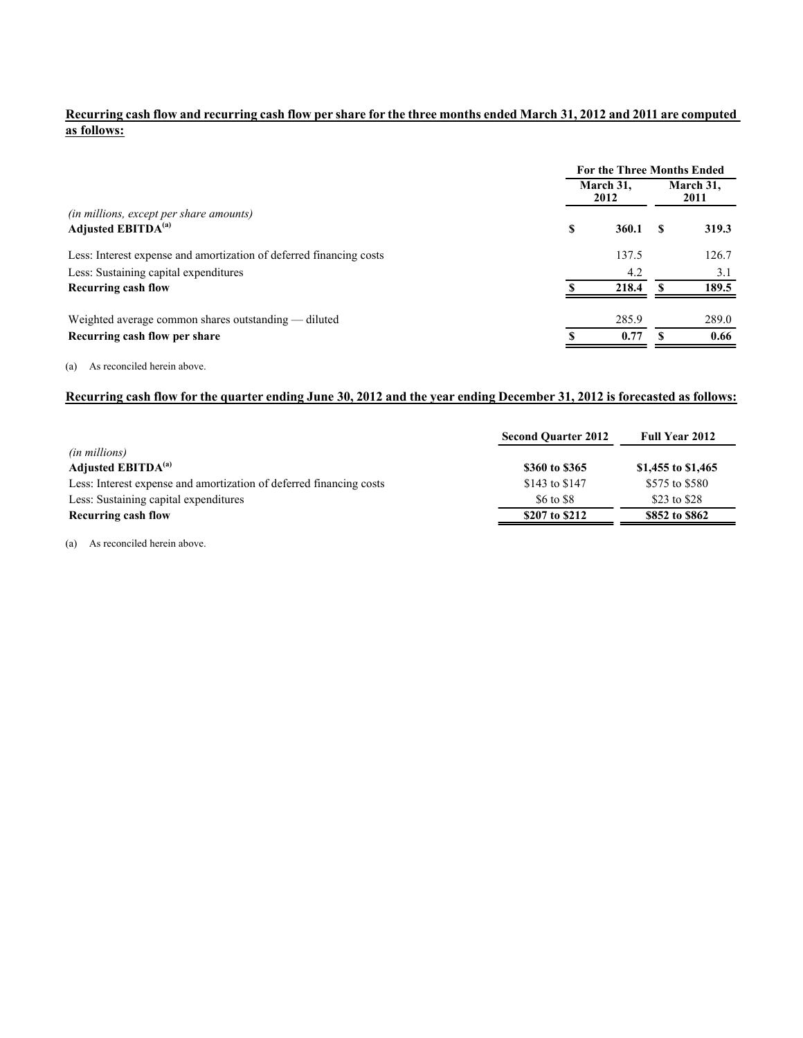**Recurring cash flow and recurring cash flow per share for the three months ended March 31, 2012 and 2011 are computed as follows:**

| | For the Three Months Ended | |
|---|---|---|
| | March 31, 2012 | March 31, 2011 |
| *(in millions, except per share amounts)* | | |
| **Adjusted EBITDA[(a)]** | **$ 360.1** | **$ 319.3** |
| Less: Interest expense and amortization of deferred financing costs | 137.5 | 126.7 |
| Less: Sustaining capital expenditures | 4.2 | 3.1 |
| **Recurring cash flow** | **$ 218.4** | **$ 189.5** |
| Weighted average common shares outstanding — diluted | 285.9 | 289.0 |
| **Recurring cash flow per share** | **$ 0.77** | **$ 0.66** |

(a) As reconciled herein above.

**Recurring cash flow for the quarter ending June 30, 2012 and the year ending December 31, 2012 is forecasted as follows:**

| | Second Quarter 2012 | Full Year 2012 |
|---|---|---|
| *(in millions)* | | |
| **Adjusted EBITDA[(a)]** | **$360 to $365** | **$1,455 to $1,465** |
| Less: Interest expense and amortization of deferred financing costs | $143 to $147 | $575 to $580 |
| Less: Sustaining capital expenditures | $6 to $8 | $23 to $28 |
| **Recurring cash flow** | **$207 to $212** | **$852 to $862** |

(a) As reconciled herein above.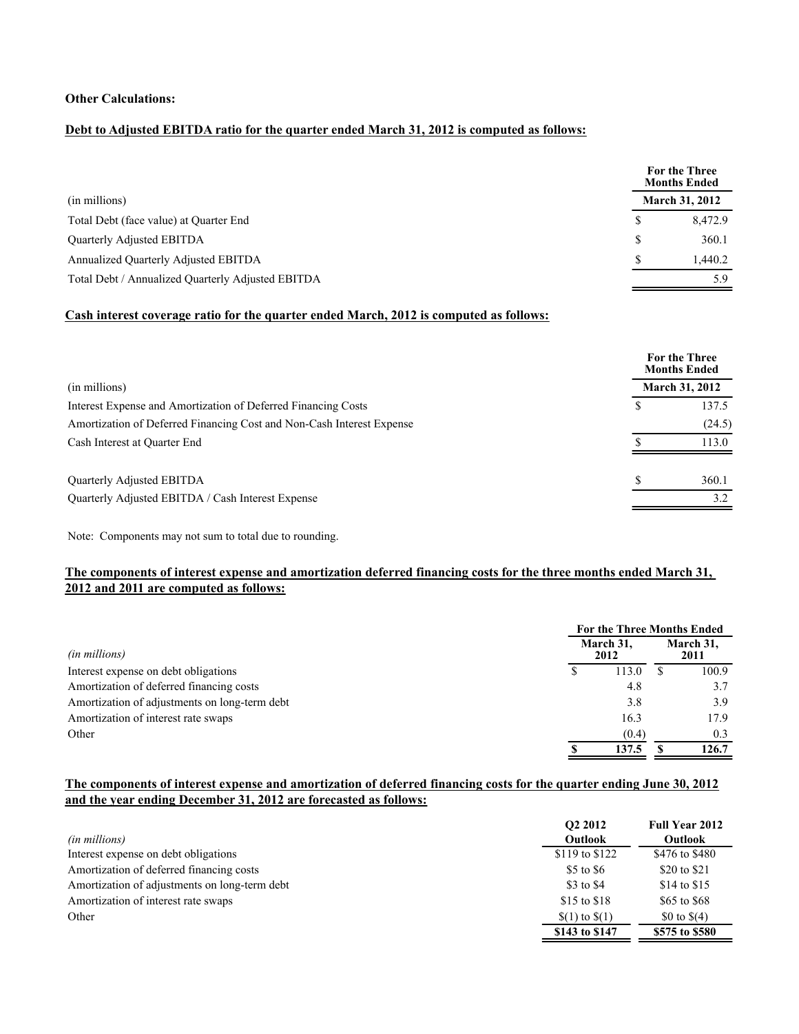**Other Calculations:**

**Debt to Adjusted EBITDA ratio for the quarter ended March 31, 2012 is computed as follows:**

| (in millions) | For the Three Months Ended March 31, 2012 |
|---|---|
| Total Debt (face value) at Quarter End | $ 8,472.9 |
| Quarterly Adjusted EBITDA | $ 360.1 |
| Annualized Quarterly Adjusted EBITDA | $ 1,440.2 |
| Total Debt / Annualized Quarterly Adjusted EBITDA | 5.9 |

**Cash interest coverage ratio for the quarter ended March, 2012 is computed as follows:**

| (in millions) | For the Three Months Ended March 31, 2012 |
|---|---|
| Interest Expense and Amortization of Deferred Financing Costs | $ 137.5 |
| Amortization of Deferred Financing Cost and Non-Cash Interest Expense | (24.5) |
| Cash Interest at Quarter End | $ 113.0 |
| | |
| Quarterly Adjusted EBITDA | $ 360.1 |
| Quarterly Adjusted EBITDA / Cash Interest Expense | 3.2 |

Note: Components may not sum to total due to rounding.

**The components of interest expense and amortization deferred financing costs for the three months ended March 31, 2012 and 2011 are computed as follows:**

| *(in millions)* | For the Three Months Ended March 31, 2012 | For the Three Months Ended March 31, 2011 |
|---|---|---|
| Interest expense on debt obligations | $ 113.0 | $ 100.9 |
| Amortization of deferred financing costs | 4.8 | 3.7 |
| Amortization of adjustments on long-term debt | 3.8 | 3.9 |
| Amortization of interest rate swaps | 16.3 | 17.9 |
| Other | (0.4) | 0.3 |
| | **$ 137.5** | **$ 126.7** |

**The components of interest expense and amortization of deferred financing costs for the quarter ending June 30, 2012 and the year ending December 31, 2012 are forecasted as follows:**

| *(in millions)* | Q2 2012 Outlook | Full Year 2012 Outlook |
|---|---|---|
| Interest expense on debt obligations | $119 to $122 | $476 to $480 |
| Amortization of deferred financing costs | $5 to $6 | $20 to $21 |
| Amortization of adjustments on long-term debt | $3 to $4 | $14 to $15 |
| Amortization of interest rate swaps | $15 to $18 | $65 to $68 |
| Other | $(1) to $(1) | $0 to $(4) |
| | **$143 to $147** | **$575 to $580** |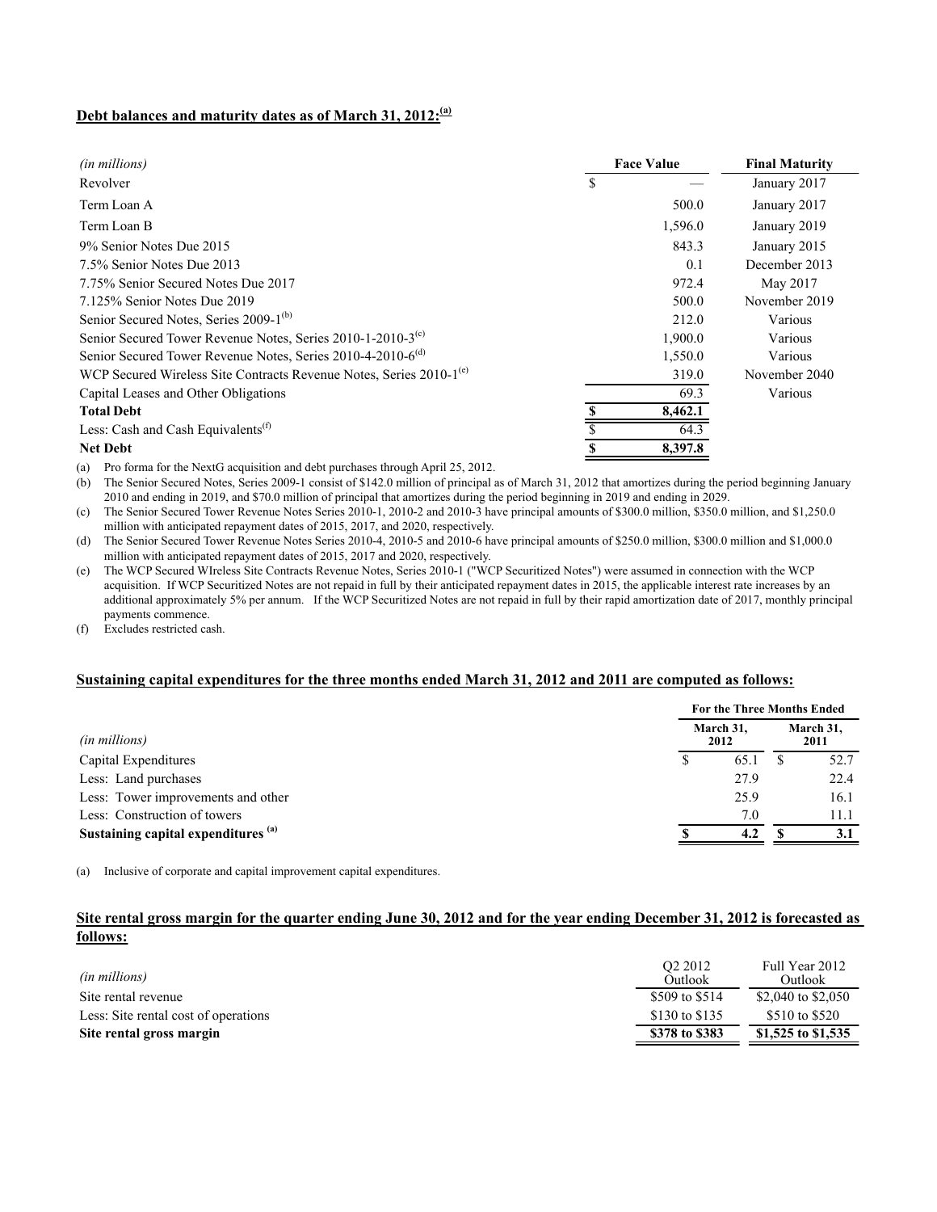**Debt balances and maturity dates as of March 31, 2012:[(a)]**

| *(in millions)* | Face Value | Final Maturity |
|---|---|---|
| Revolver | $ — | January 2017 |
| Term Loan A | 500.0 | January 2017 |
| Term Loan B | 1,596.0 | January 2019 |
| 9% Senior Notes Due 2015 | 843.3 | January 2015 |
| 7.5% Senior Notes Due 2013 | 0.1 | December 2013 |
| 7.75% Senior Secured Notes Due 2017 | 972.4 | May 2017 |
| 7.125% Senior Notes Due 2019 | 500.0 | November 2019 |
| Senior Secured Notes, Series 2009-1[(b)] | 212.0 | Various |
| Senior Secured Tower Revenue Notes, Series 2010-1-2010-3[(c)] | 1,900.0 | Various |
| Senior Secured Tower Revenue Notes, Series 2010-4-2010-6[(d)] | 1,550.0 | Various |
| WCP Secured Wireless Site Contracts Revenue Notes, Series 2010-1[(e)] | 319.0 | November 2040 |
| Capital Leases and Other Obligations | 69.3 | Various |
| **Total Debt** | **$ 8,462.1** | |
| Less: Cash and Cash Equivalents[(f)] | $ 64.3 | |
| **Net Debt** | **$ 8,397.8** | |

(a) Pro forma for the NextG acquisition and debt purchases through April 25, 2012.

(b) The Senior Secured Notes, Series 2009-1 consist of $142.0 million of principal as of March 31, 2012 that amortizes during the period beginning January 2010 and ending in 2019, and $70.0 million of principal that amortizes during the period beginning in 2019 and ending in 2029.

(c) The Senior Secured Tower Revenue Notes Series 2010-1, 2010-2 and 2010-3 have principal amounts of $300.0 million, $350.0 million, and $1,250.0 million with anticipated repayment dates of 2015, 2017, and 2020, respectively.

(d) The Senior Secured Tower Revenue Notes Series 2010-4, 2010-5 and 2010-6 have principal amounts of $250.0 million, $300.0 million and $1,000.0 million with anticipated repayment dates of 2015, 2017 and 2020, respectively.

(e) The WCP Secured WIreless Site Contracts Revenue Notes, Series 2010-1 ("WCP Securitized Notes") were assumed in connection with the WCP acquisition. If WCP Securitized Notes are not repaid in full by their anticipated repayment dates in 2015, the applicable interest rate increases by an additional approximately 5% per annum. If the WCP Securitized Notes are not repaid in full by their rapid amortization date of 2017, monthly principal payments commence.

(f) Excludes restricted cash.

**Sustaining capital expenditures for the three months ended March 31, 2012 and 2011 are computed as follows:**

| | For the Three Months Ended | |
|---|---|---|
| *(in millions)* | March 31, 2012 | March 31, 2011 |
| Capital Expenditures | $ 65.1 | $ 52.7 |
| Less: Land purchases | 27.9 | 22.4 |
| Less: Tower improvements and other | 25.9 | 16.1 |
| Less: Construction of towers | 7.0 | 11.1 |
| **Sustaining capital expenditures [(a)]** | **$ 4.2** | **$ 3.1** |

(a) Inclusive of corporate and capital improvement capital expenditures.

**Site rental gross margin for the quarter ending June 30, 2012 and for the year ending December 31, 2012 is forecasted as follows:**

| *(in millions)* | Q2 2012 Outlook | Full Year 2012 Outlook |
|---|---|---|
| Site rental revenue | $509 to $514 | $2,040 to $2,050 |
| Less: Site rental cost of operations | $130 to $135 | $510 to $520 |
| **Site rental gross margin** | **$378 to $383** | **$1,525 to $1,535** |